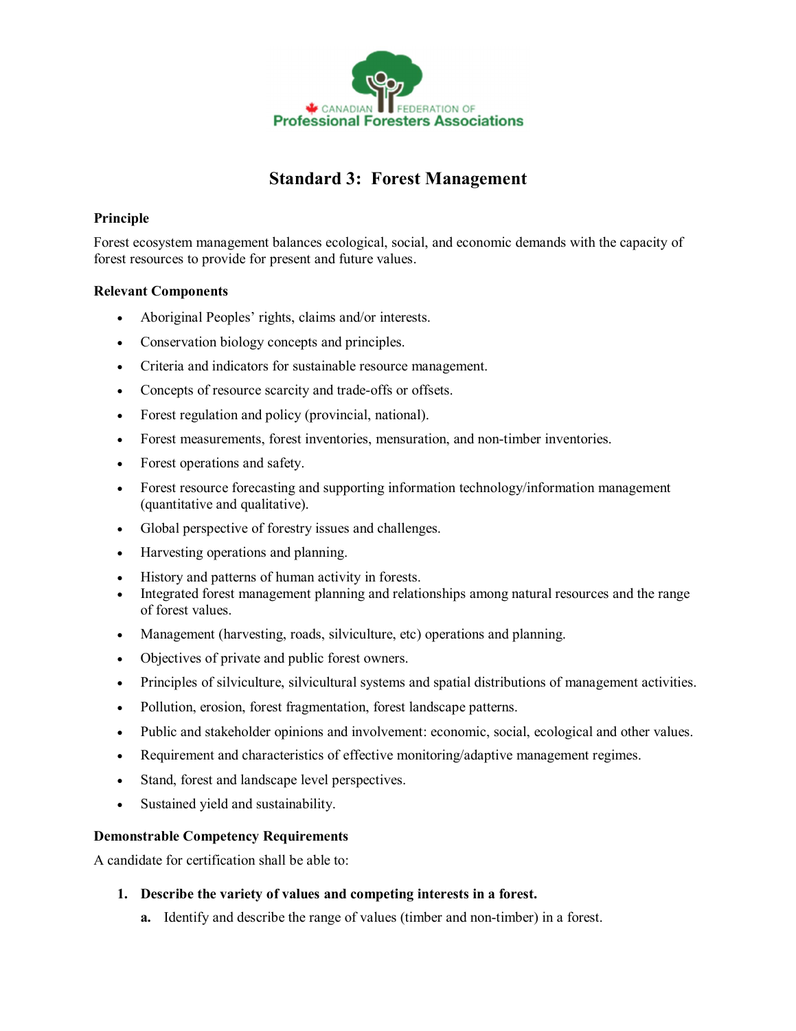CANADIAN FEDERATION OF
Professional Foresters Associations

# Standard 3: Forest Management

**Principle**

Forest ecosystem management balances ecological, social, and economic demands with the capacity of forest resources to provide for present and future values.

**Relevant Components**

- Aboriginal Peoples' rights, claims and/or interests.
- Conservation biology concepts and principles.
- Criteria and indicators for sustainable resource management.
- Concepts of resource scarcity and trade-offs or offsets.
- Forest regulation and policy (provincial, national).
- Forest measurements, forest inventories, mensuration, and non-timber inventories.
- Forest operations and safety.
- Forest resource forecasting and supporting information technology/information management (quantitative and qualitative).
- Global perspective of forestry issues and challenges.
- Harvesting operations and planning.
- History and patterns of human activity in forests.
- Integrated forest management planning and relationships among natural resources and the range of forest values.
- Management (harvesting, roads, silviculture, etc) operations and planning.
- Objectives of private and public forest owners.
- Principles of silviculture, silvicultural systems and spatial distributions of management activities.
- Pollution, erosion, forest fragmentation, forest landscape patterns.
- Public and stakeholder opinions and involvement: economic, social, ecological and other values.
- Requirement and characteristics of effective monitoring/adaptive management regimes.
- Stand, forest and landscape level perspectives.
- Sustained yield and sustainability.

**Demonstrable Competency Requirements**

A candidate for certification shall be able to:

1. **Describe the variety of values and competing interests in a forest.**
   - **a.** Identify and describe the range of values (timber and non-timber) in a forest.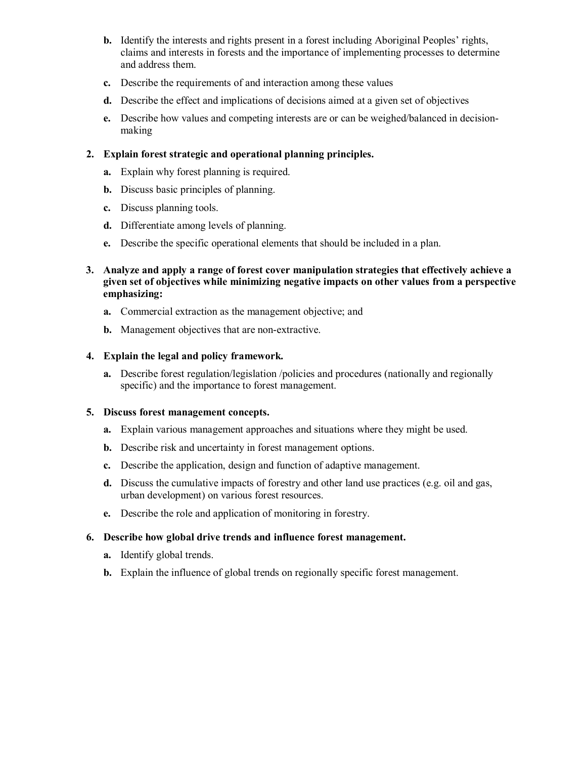- **b.** Identify the interests and rights present in a forest including Aboriginal Peoples' rights, claims and interests in forests and the importance of implementing processes to determine and address them.
- **c.** Describe the requirements of and interaction among these values
- **d.** Describe the effect and implications of decisions aimed at a given set of objectives
- **e.** Describe how values and competing interests are or can be weighed/balanced in decision-making

**2. Explain forest strategic and operational planning principles.**

- **a.** Explain why forest planning is required.
- **b.** Discuss basic principles of planning.
- **c.** Discuss planning tools.
- **d.** Differentiate among levels of planning.
- **e.** Describe the specific operational elements that should be included in a plan.

**3. Analyze and apply a range of forest cover manipulation strategies that effectively achieve a given set of objectives while minimizing negative impacts on other values from a perspective emphasizing:**

- **a.** Commercial extraction as the management objective; and
- **b.** Management objectives that are non-extractive.

**4. Explain the legal and policy framework.**

- **a.** Describe forest regulation/legislation /policies and procedures (nationally and regionally specific) and the importance to forest management.

**5. Discuss forest management concepts.**

- **a.** Explain various management approaches and situations where they might be used.
- **b.** Describe risk and uncertainty in forest management options.
- **c.** Describe the application, design and function of adaptive management.
- **d.** Discuss the cumulative impacts of forestry and other land use practices (e.g. oil and gas, urban development) on various forest resources.
- **e.** Describe the role and application of monitoring in forestry.

**6. Describe how global drive trends and influence forest management.**

- **a.** Identify global trends.
- **b.** Explain the influence of global trends on regionally specific forest management.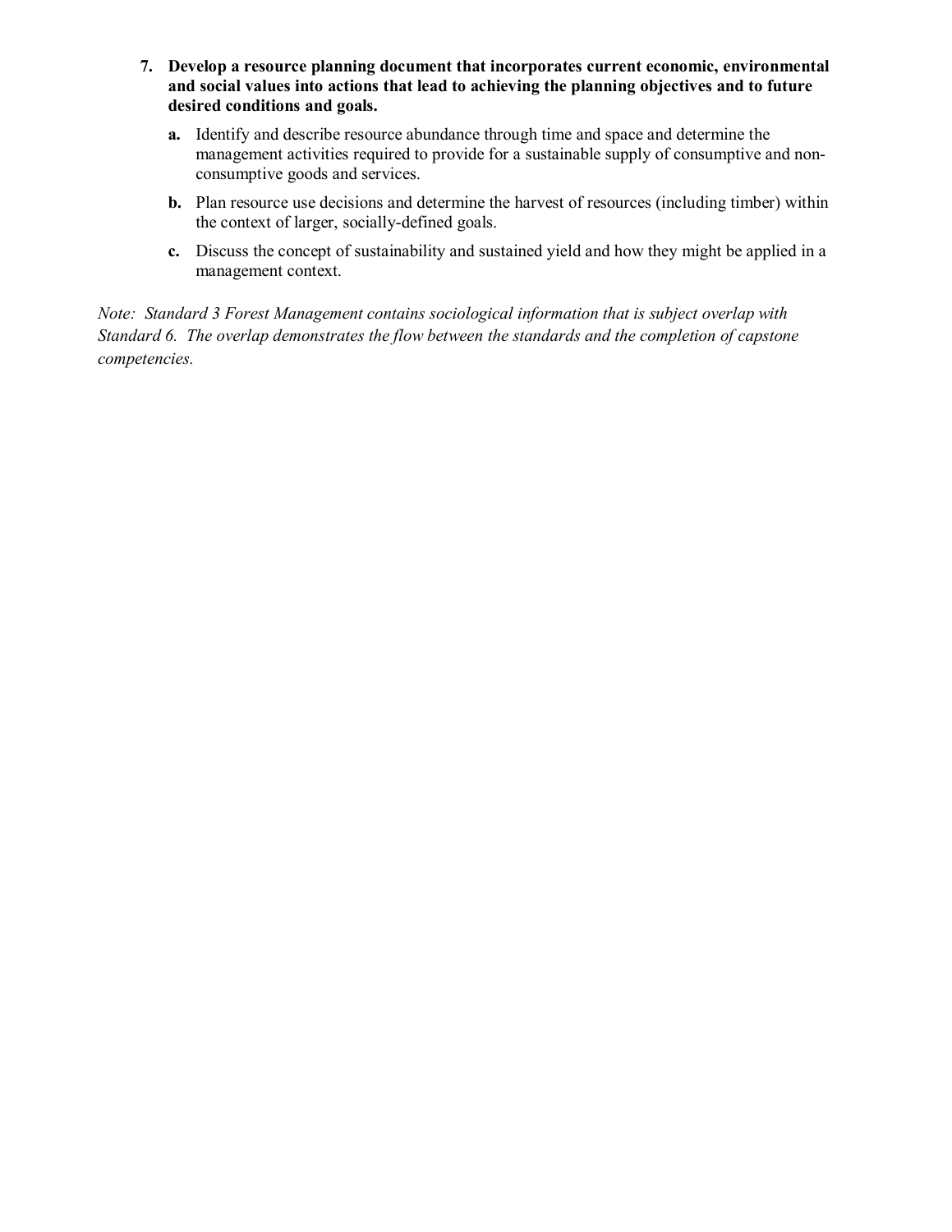7. **Develop a resource planning document that incorporates current economic, environmental and social values into actions that lead to achieving the planning objectives and to future desired conditions and goals.**

   **a.** Identify and describe resource abundance through time and space and determine the management activities required to provide for a sustainable supply of consumptive and non-consumptive goods and services.

   **b.** Plan resource use decisions and determine the harvest of resources (including timber) within the context of larger, socially-defined goals.

   **c.** Discuss the concept of sustainability and sustained yield and how they might be applied in a management context.

*Note: Standard 3 Forest Management contains sociological information that is subject overlap with Standard 6. The overlap demonstrates the flow between the standards and the completion of capstone competencies.*